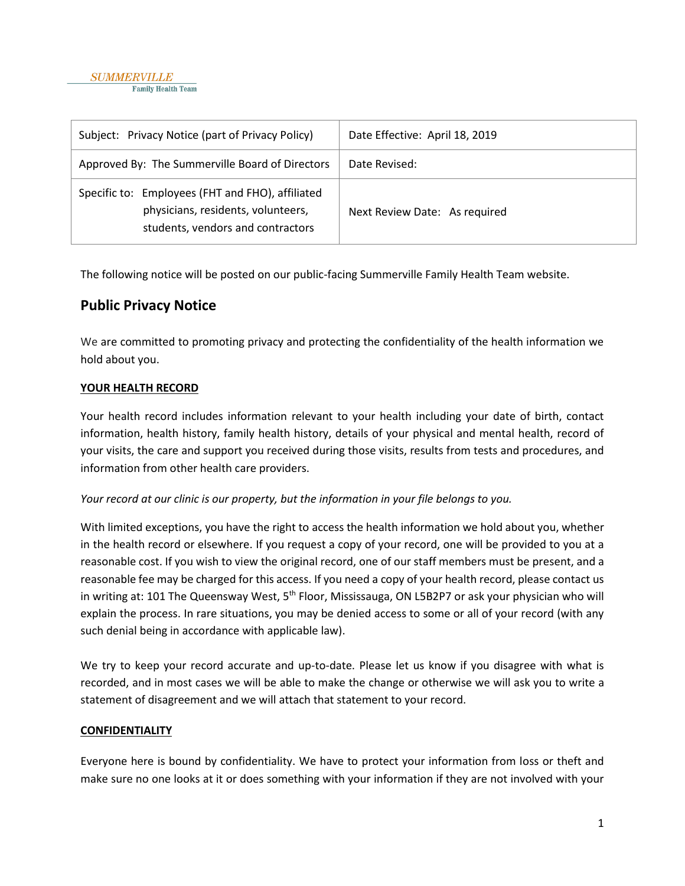SUMMERVILLE
Family Health Team

| Subject: Privacy Notice (part of Privacy Policy) | Date Effective: April 18, 2019 |
|---|---|
| Approved By: The Summerville Board of Directors | Date Revised: |
| Specific to: Employees (FHT and FHO), affiliated physicians, residents, volunteers, students, vendors and contractors | Next Review Date: As required |

The following notice will be posted on our public-facing Summerville Family Health Team website.

## Public Privacy Notice

We are committed to promoting privacy and protecting the confidentiality of the health information we hold about you.

**YOUR HEALTH RECORD**

Your health record includes information relevant to your health including your date of birth, contact information, health history, family health history, details of your physical and mental health, record of your visits, the care and support you received during those visits, results from tests and procedures, and information from other health care providers.

*Your record at our clinic is our property, but the information in your file belongs to you.*

With limited exceptions, you have the right to access the health information we hold about you, whether in the health record or elsewhere. If you request a copy of your record, one will be provided to you at a reasonable cost. If you wish to view the original record, one of our staff members must be present, and a reasonable fee may be charged for this access. If you need a copy of your health record, please contact us in writing at: 101 The Queensway West, 5th Floor, Mississauga, ON L5B2P7 or ask your physician who will explain the process. In rare situations, you may be denied access to some or all of your record (with any such denial being in accordance with applicable law).

We try to keep your record accurate and up-to-date. Please let us know if you disagree with what is recorded, and in most cases we will be able to make the change or otherwise we will ask you to write a statement of disagreement and we will attach that statement to your record.

**CONFIDENTIALITY**

Everyone here is bound by confidentiality. We have to protect your information from loss or theft and make sure no one looks at it or does something with your information if they are not involved with your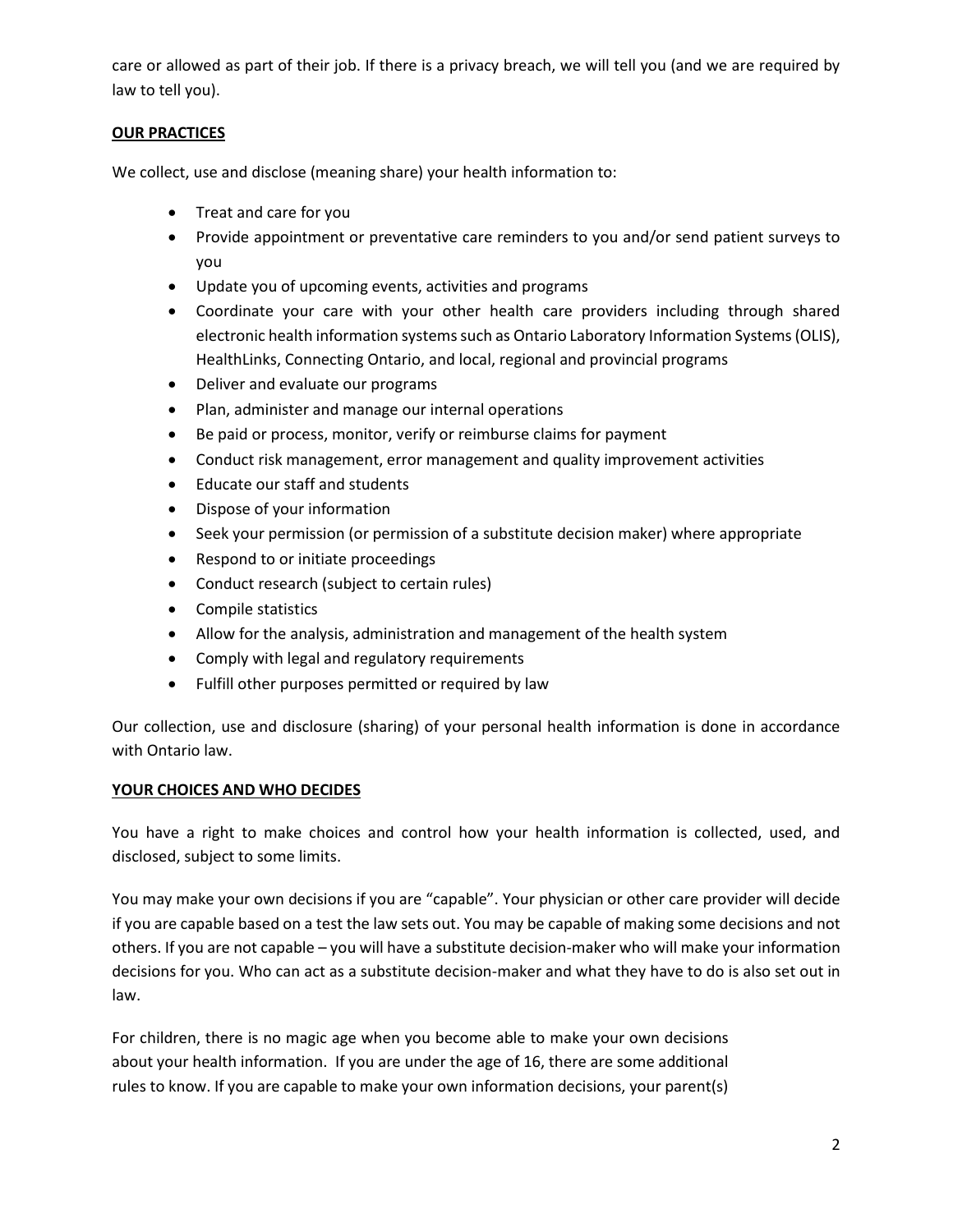care or allowed as part of their job. If there is a privacy breach, we will tell you (and we are required by law to tell you).

## OUR PRACTICES

We collect, use and disclose (meaning share) your health information to:

- Treat and care for you
- Provide appointment or preventative care reminders to you and/or send patient surveys to you
- Update you of upcoming events, activities and programs
- Coordinate your care with your other health care providers including through shared electronic health information systems such as Ontario Laboratory Information Systems (OLIS), HealthLinks, Connecting Ontario, and local, regional and provincial programs
- Deliver and evaluate our programs
- Plan, administer and manage our internal operations
- Be paid or process, monitor, verify or reimburse claims for payment
- Conduct risk management, error management and quality improvement activities
- Educate our staff and students
- Dispose of your information
- Seek your permission (or permission of a substitute decision maker) where appropriate
- Respond to or initiate proceedings
- Conduct research (subject to certain rules)
- Compile statistics
- Allow for the analysis, administration and management of the health system
- Comply with legal and regulatory requirements
- Fulfill other purposes permitted or required by law

Our collection, use and disclosure (sharing) of your personal health information is done in accordance with Ontario law.

## YOUR CHOICES AND WHO DECIDES

You have a right to make choices and control how your health information is collected, used, and disclosed, subject to some limits.

You may make your own decisions if you are "capable". Your physician or other care provider will decide if you are capable based on a test the law sets out. You may be capable of making some decisions and not others. If you are not capable – you will have a substitute decision-maker who will make your information decisions for you. Who can act as a substitute decision-maker and what they have to do is also set out in law.

For children, there is no magic age when you become able to make your own decisions about your health information. If you are under the age of 16, there are some additional rules to know. If you are capable to make your own information decisions, your parent(s)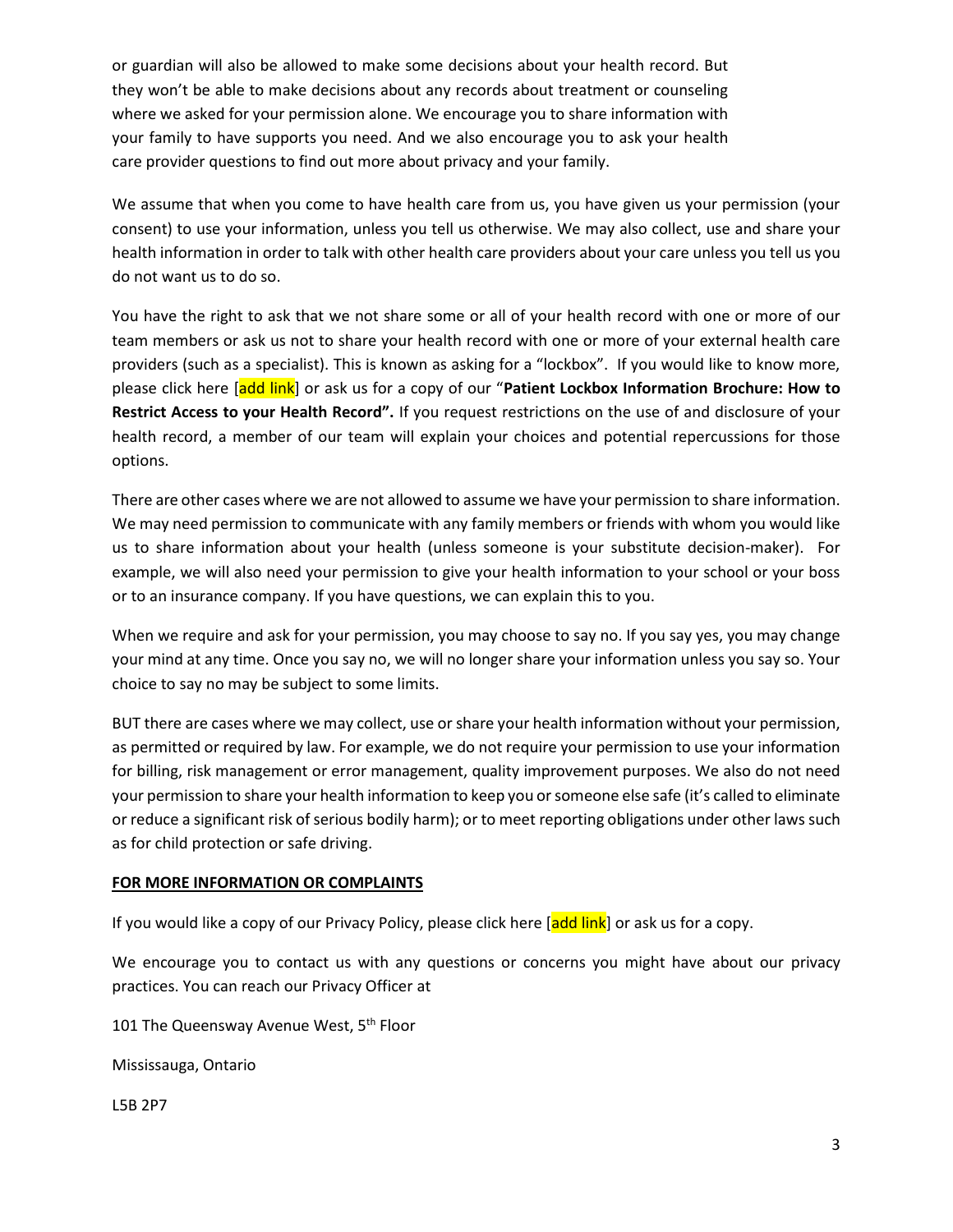or guardian will also be allowed to make some decisions about your health record. But they won't be able to make decisions about any records about treatment or counseling where we asked for your permission alone. We encourage you to share information with your family to have supports you need. And we also encourage you to ask your health care provider questions to find out more about privacy and your family.

We assume that when you come to have health care from us, you have given us your permission (your consent) to use your information, unless you tell us otherwise. We may also collect, use and share your health information in order to talk with other health care providers about your care unless you tell us you do not want us to do so.

You have the right to ask that we not share some or all of your health record with one or more of our team members or ask us not to share your health record with one or more of your external health care providers (such as a specialist). This is known as asking for a "lockbox". If you would like to know more, please click here [add link] or ask us for a copy of our "**Patient Lockbox Information Brochure: How to Restrict Access to your Health Record".** If you request restrictions on the use of and disclosure of your health record, a member of our team will explain your choices and potential repercussions for those options.

There are other cases where we are not allowed to assume we have your permission to share information. We may need permission to communicate with any family members or friends with whom you would like us to share information about your health (unless someone is your substitute decision-maker). For example, we will also need your permission to give your health information to your school or your boss or to an insurance company. If you have questions, we can explain this to you.

When we require and ask for your permission, you may choose to say no. If you say yes, you may change your mind at any time. Once you say no, we will no longer share your information unless you say so. Your choice to say no may be subject to some limits.

BUT there are cases where we may collect, use or share your health information without your permission, as permitted or required by law. For example, we do not require your permission to use your information for billing, risk management or error management, quality improvement purposes. We also do not need your permission to share your health information to keep you or someone else safe (it's called to eliminate or reduce a significant risk of serious bodily harm); or to meet reporting obligations under other laws such as for child protection or safe driving.

**FOR MORE INFORMATION OR COMPLAINTS**

If you would like a copy of our Privacy Policy, please click here [add link] or ask us for a copy.

We encourage you to contact us with any questions or concerns you might have about our privacy practices. You can reach our Privacy Officer at

101 The Queensway Avenue West, 5th Floor

Mississauga, Ontario

L5B 2P7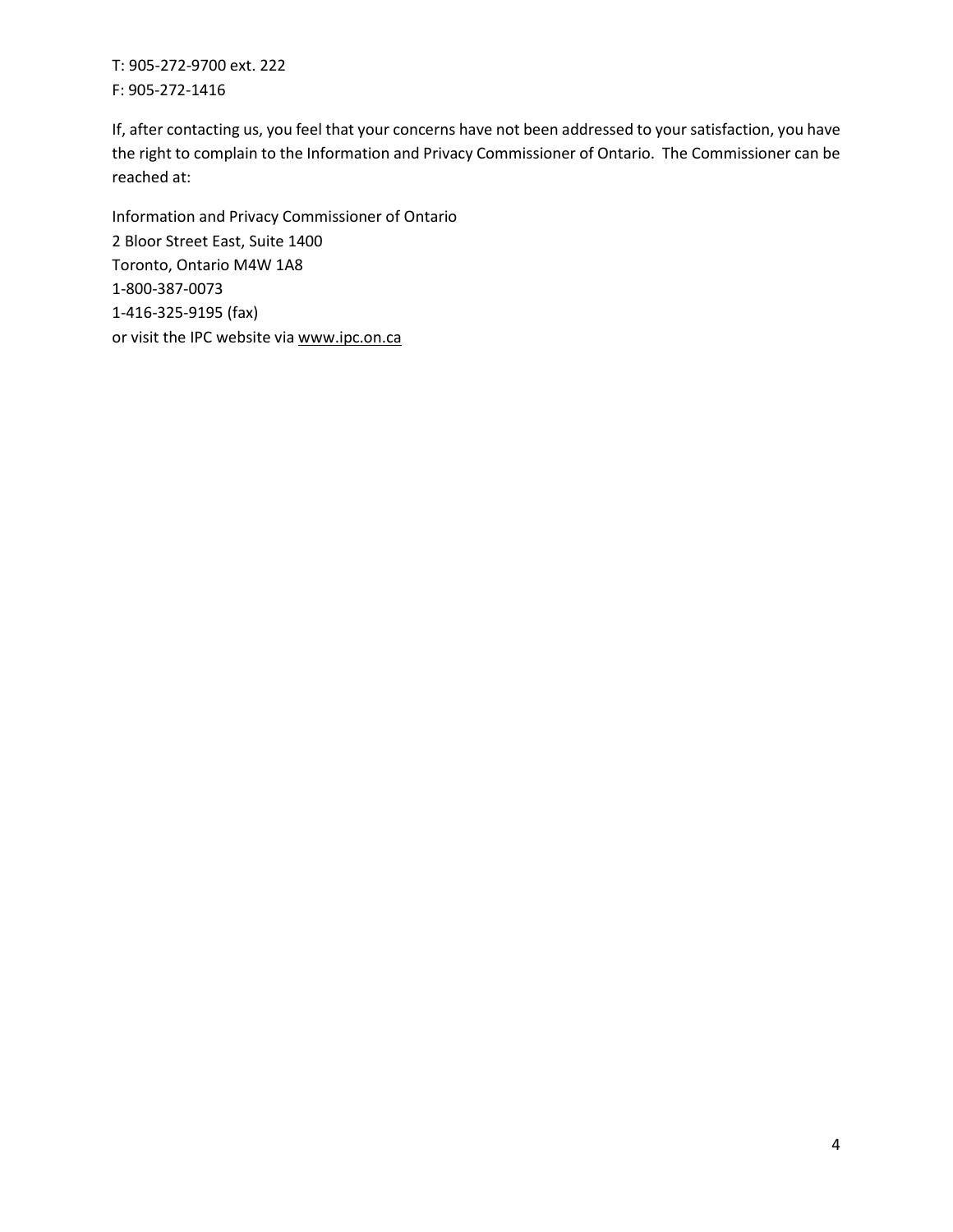T: 905-272-9700 ext. 222
F: 905-272-1416

If, after contacting us, you feel that your concerns have not been addressed to your satisfaction, you have the right to complain to the Information and Privacy Commissioner of Ontario. The Commissioner can be reached at:

Information and Privacy Commissioner of Ontario
2 Bloor Street East, Suite 1400
Toronto, Ontario M4W 1A8
1-800-387-0073
1-416-325-9195 (fax)
or visit the IPC website via www.ipc.on.ca